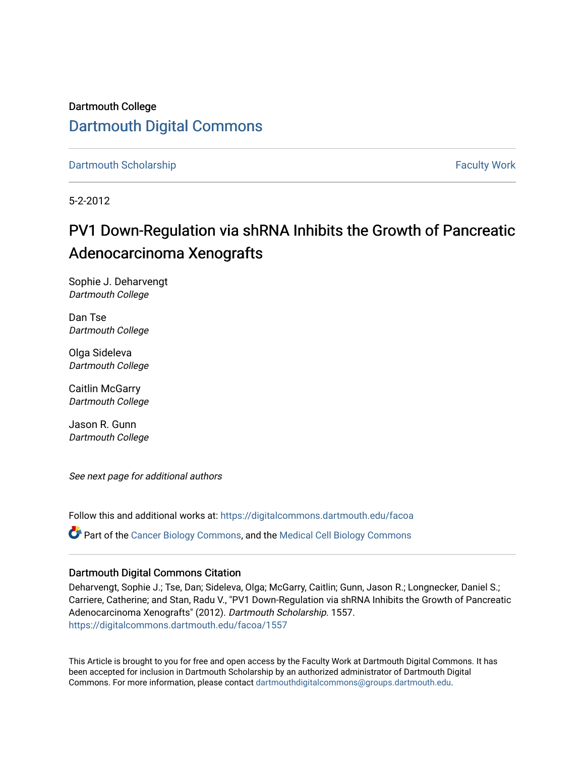Dartmouth College

# Dartmouth Digital Commons

Dartmouth Scholarship | Faculty Work

5-2-2012

# PV1 Down-Regulation via shRNA Inhibits the Growth of Pancreatic Adenocarcinoma Xenografts

Sophie J. Deharvengt
*Dartmouth College*

Dan Tse
*Dartmouth College*

Olga Sideleva
*Dartmouth College*

Caitlin McGarry
*Dartmouth College*

Jason R. Gunn
*Dartmouth College*

*See next page for additional authors*

Follow this and additional works at: https://digitalcommons.dartmouth.edu/facoa

Part of the Cancer Biology Commons, and the Medical Cell Biology Commons

### Dartmouth Digital Commons Citation

Deharvengt, Sophie J.; Tse, Dan; Sideleva, Olga; McGarry, Caitlin; Gunn, Jason R.; Longnecker, Daniel S.; Carriere, Catherine; and Stan, Radu V., "PV1 Down-Regulation via shRNA Inhibits the Growth of Pancreatic Adenocarcinoma Xenografts" (2012). *Dartmouth Scholarship*. 1557.
https://digitalcommons.dartmouth.edu/facoa/1557

This Article is brought to you for free and open access by the Faculty Work at Dartmouth Digital Commons. It has been accepted for inclusion in Dartmouth Scholarship by an authorized administrator of Dartmouth Digital Commons. For more information, please contact dartmouthdigitalcommons@groups.dartmouth.edu.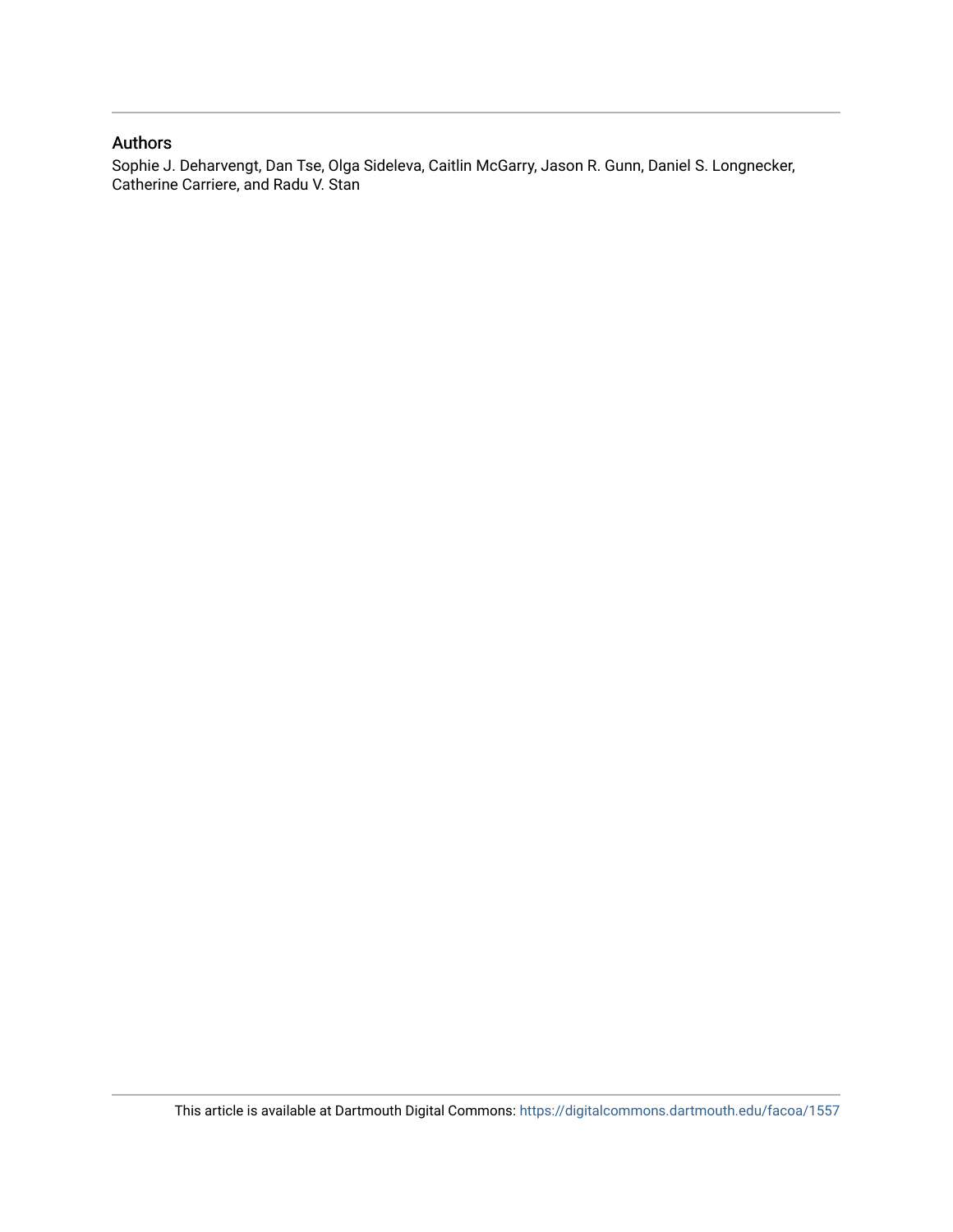## Authors

Sophie J. Deharvengt, Dan Tse, Olga Sideleva, Caitlin McGarry, Jason R. Gunn, Daniel S. Longnecker, Catherine Carriere, and Radu V. Stan

This article is available at Dartmouth Digital Commons: https://digitalcommons.dartmouth.edu/facoa/1557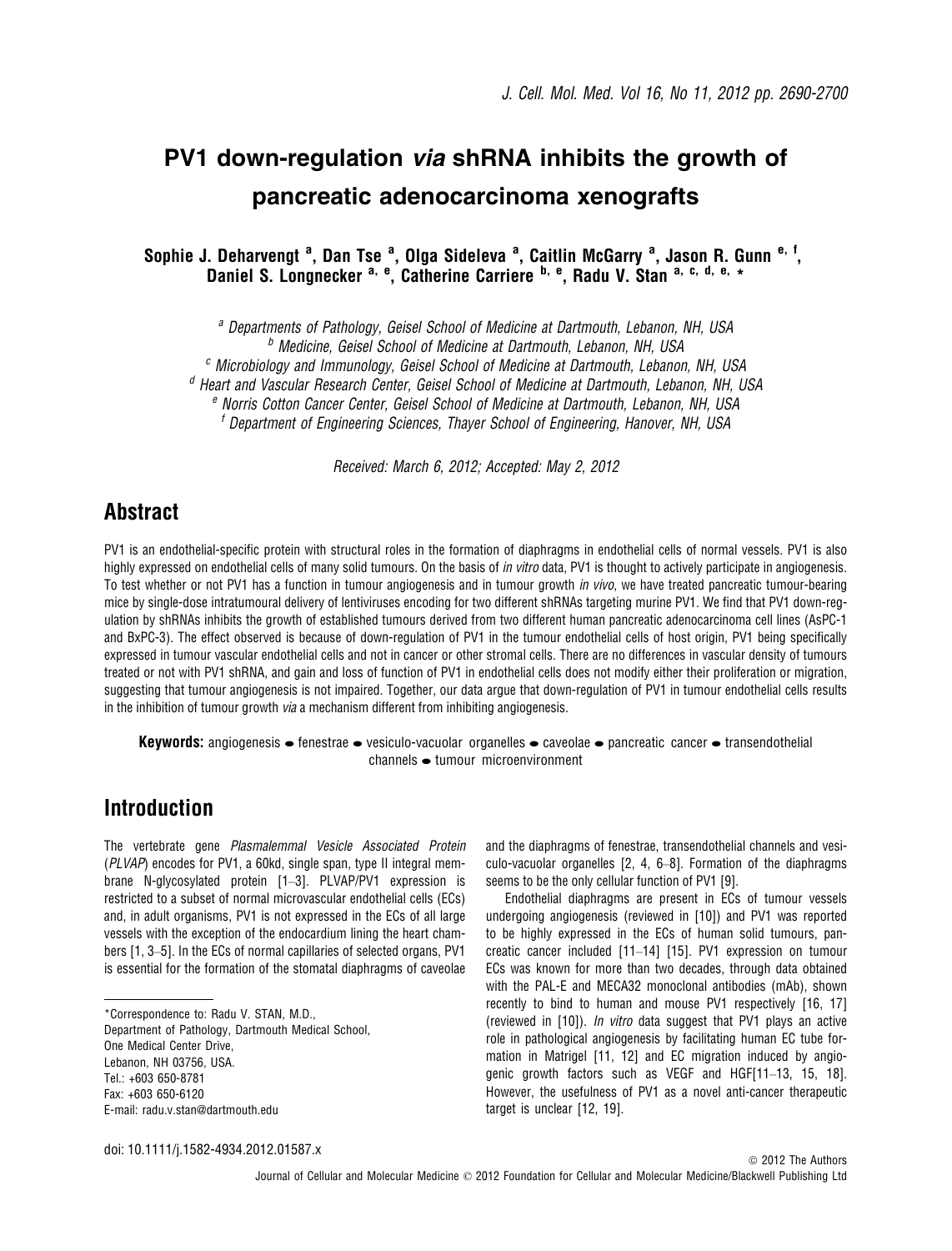# PV1 down-regulation *via* shRNA inhibits the growth of pancreatic adenocarcinoma xenografts

**Sophie J. Deharvengt [a], Dan Tse [a], Olga Sideleva [a], Caitlin McGarry [a], Jason R. Gunn [e, f], Daniel S. Longnecker [a, e], Catherine Carriere [b, e], Radu V. Stan [a, c, d, e, *]**

[a] Departments of Pathology, Geisel School of Medicine at Dartmouth, Lebanon, NH, USA
[b] Medicine, Geisel School of Medicine at Dartmouth, Lebanon, NH, USA
[c] Microbiology and Immunology, Geisel School of Medicine at Dartmouth, Lebanon, NH, USA
[d] Heart and Vascular Research Center, Geisel School of Medicine at Dartmouth, Lebanon, NH, USA
[e] Norris Cotton Cancer Center, Geisel School of Medicine at Dartmouth, Lebanon, NH, USA
[f] Department of Engineering Sciences, Thayer School of Engineering, Hanover, NH, USA

*Received: March 6, 2012; Accepted: May 2, 2012*

## Abstract

PV1 is an endothelial-specific protein with structural roles in the formation of diaphragms in endothelial cells of normal vessels. PV1 is also highly expressed on endothelial cells of many solid tumours. On the basis of *in vitro* data, PV1 is thought to actively participate in angiogenesis. To test whether or not PV1 has a function in tumour angiogenesis and in tumour growth *in vivo*, we have treated pancreatic tumour-bearing mice by single-dose intratumoural delivery of lentiviruses encoding for two different shRNAs targeting murine PV1. We find that PV1 down-regulation by shRNAs inhibits the growth of established tumours derived from two different human pancreatic adenocarcinoma cell lines (AsPC-1 and BxPC-3). The effect observed is because of down-regulation of PV1 in the tumour endothelial cells of host origin, PV1 being specifically expressed in tumour vascular endothelial cells and not in cancer or other stromal cells. There are no differences in vascular density of tumours treated or not with PV1 shRNA, and gain and loss of function of PV1 in endothelial cells does not modify either their proliferation or migration, suggesting that tumour angiogenesis is not impaired. Together, our data argue that down-regulation of PV1 in tumour endothelial cells results in the inhibition of tumour growth *via* a mechanism different from inhibiting angiogenesis.

**Keywords:** angiogenesis • fenestrae • vesiculo-vacuolar organelles • caveolae • pancreatic cancer • transendothelial channels • tumour microenvironment

## Introduction

The vertebrate gene *Plasmalemmal Vesicle Associated Protein* (*PLVAP*) encodes for PV1, a 60kd, single span, type II integral membrane N-glycosylated protein [1–3]. PLVAP/PV1 expression is restricted to a subset of normal microvascular endothelial cells (ECs) and, in adult organisms, PV1 is not expressed in the ECs of all large vessels with the exception of the endocardium lining the heart chambers [1, 3–5]. In the ECs of normal capillaries of selected organs, PV1 is essential for the formation of the stomatal diaphragms of caveolae and the diaphragms of fenestrae, transendothelial channels and vesiculo-vacuolar organelles [2, 4, 6–8]. Formation of the diaphragms seems to be the only cellular function of PV1 [9].

Endothelial diaphragms are present in ECs of tumour vessels undergoing angiogenesis (reviewed in [10]) and PV1 was reported to be highly expressed in the ECs of human solid tumours, pancreatic cancer included [11–14] [15]. PV1 expression on tumour ECs was known for more than two decades, through data obtained with the PAL-E and MECA32 monoclonal antibodies (mAb), shown recently to bind to human and mouse PV1 respectively [16, 17] (reviewed in [10]). *In vitro* data suggest that PV1 plays an active role in pathological angiogenesis by facilitating human EC tube formation in Matrigel [11, 12] and EC migration induced by angiogenic growth factors such as VEGF and HGF[11–13, 15, 18]. However, the usefulness of PV1 as a novel anti-cancer therapeutic target is unclear [12, 19].

*Correspondence to: Radu V. STAN, M.D.,
Department of Pathology, Dartmouth Medical School,
One Medical Center Drive,
Lebanon, NH 03756, USA.
Tel.: +603 650-8781
Fax: +603 650-6120
E-mail: radu.v.stan@dartmouth.edu

doi: 10.1111/j.1582-4934.2012.01587.x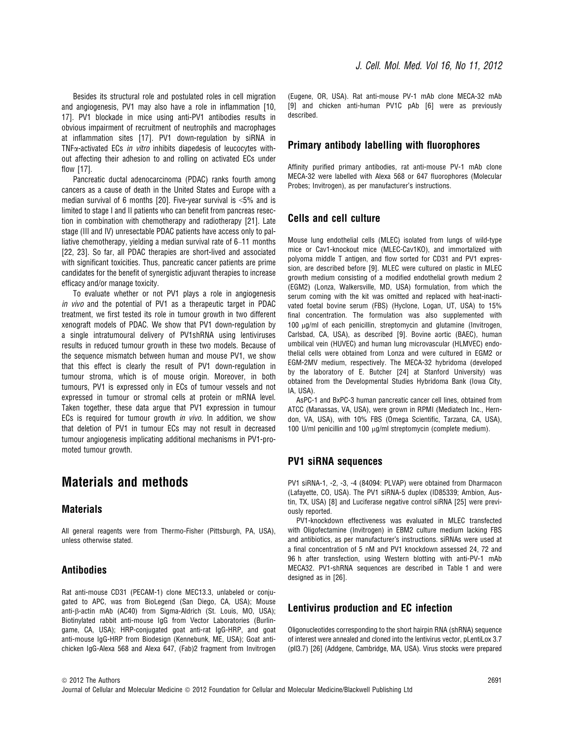Besides its structural role and postulated roles in cell migration and angiogenesis, PV1 may also have a role in inflammation [10, 17]. PV1 blockade in mice using anti-PV1 antibodies results in obvious impairment of recruitment of neutrophils and macrophages at inflammation sites [17]. PV1 down-regulation by siRNA in TNFα-activated ECs *in vitro* inhibits diapedesis of leucocytes without affecting their adhesion to and rolling on activated ECs under flow [17].

Pancreatic ductal adenocarcinoma (PDAC) ranks fourth among cancers as a cause of death in the United States and Europe with a median survival of 6 months [20]. Five-year survival is <5% and is limited to stage I and II patients who can benefit from pancreas resection in combination with chemotherapy and radiotherapy [21]. Late stage (III and IV) unresectable PDAC patients have access only to palliative chemotherapy, yielding a median survival rate of 6–11 months [22, 23]. So far, all PDAC therapies are short-lived and associated with significant toxicities. Thus, pancreatic cancer patients are prime candidates for the benefit of synergistic adjuvant therapies to increase efficacy and/or manage toxicity.

To evaluate whether or not PV1 plays a role in angiogenesis *in vivo* and the potential of PV1 as a therapeutic target in PDAC treatment, we first tested its role in tumour growth in two different xenograft models of PDAC. We show that PV1 down-regulation by a single intratumoural delivery of PV1shRNA using lentiviruses results in reduced tumour growth in these two models. Because of the sequence mismatch between human and mouse PV1, we show that this effect is clearly the result of PV1 down-regulation in tumour stroma, which is of mouse origin. Moreover, in both tumours, PV1 is expressed only in ECs of tumour vessels and not expressed in tumour or stromal cells at protein or mRNA level. Taken together, these data argue that PV1 expression in tumour ECs is required for tumour growth *in vivo*. In addition, we show that deletion of PV1 in tumour ECs may not result in decreased tumour angiogenesis implicating additional mechanisms in PV1-promoted tumour growth.

# Materials and methods

## Materials

All general reagents were from Thermo-Fisher (Pittsburgh, PA, USA), unless otherwise stated.

## Antibodies

Rat anti-mouse CD31 (PECAM-1) clone MEC13.3, unlabeled or conjugated to APC, was from BioLegend (San Diego, CA, USA); Mouse anti-β-actin mAb (AC40) from Sigma-Aldrich (St. Louis, MO, USA); Biotinylated rabbit anti-mouse IgG from Vector Laboratories (Burlingame, CA, USA); HRP-conjugated goat anti-rat IgG-HRP, and goat anti-mouse IgG-HRP from Biodesign (Kennebunk, ME, USA); Goat anti-chicken IgG-Alexa 568 and Alexa 647, (Fab)2 fragment from Invitrogen (Eugene, OR, USA). Rat anti-mouse PV-1 mAb clone MECA-32 mAb [9] and chicken anti-human PV1C pAb [6] were as previously described.

## Primary antibody labelling with fluorophores

Affinity purified primary antibodies, rat anti-mouse PV-1 mAb clone MECA-32 were labelled with Alexa 568 or 647 fluorophores (Molecular Probes; Invitrogen), as per manufacturer's instructions.

## Cells and cell culture

Mouse lung endothelial cells (MLEC) isolated from lungs of wild-type mice or Cav1-knockout mice (MLEC-Cav1KO), and immortalized with polyoma middle T antigen, and flow sorted for CD31 and PV1 expression, are described before [9]. MLEC were cultured on plastic in MLEC growth medium consisting of a modified endothelial growth medium 2 (EGM2) (Lonza, Walkersville, MD, USA) formulation, from which the serum coming with the kit was omitted and replaced with heat-inactivated foetal bovine serum (FBS) (Hyclone, Logan, UT, USA) to 15% final concentration. The formulation was also supplemented with 100 μg/ml of each penicillin, streptomycin and glutamine (Invitrogen, Carlsbad, CA, USA), as described [9]. Bovine aortic (BAEC), human umbilical vein (HUVEC) and human lung microvascular (HLMVEC) endothelial cells were obtained from Lonza and were cultured in EGM2 or EGM-2MV medium, respectively. The MECA-32 hybridoma (developed by the laboratory of E. Butcher [24] at Stanford University) was obtained from the Developmental Studies Hybridoma Bank (Iowa City, IA, USA).

AsPC-1 and BxPC-3 human pancreatic cancer cell lines, obtained from ATCC (Manassas, VA, USA), were grown in RPMI (Mediatech Inc., Herndon, VA, USA), with 10% FBS (Omega Scientific, Tarzana, CA, USA), 100 U/ml penicillin and 100 μg/ml streptomycin (complete medium).

## PV1 siRNA sequences

PV1 siRNA-1, -2, -3, -4 (84094: PLVAP) were obtained from Dharmacon (Lafayette, CO, USA). The PV1 siRNA-5 duplex (ID85339; Ambion, Austin, TX, USA) [8] and Luciferase negative control siRNA [25] were previously reported.

PV1-knockdown effectiveness was evaluated in MLEC transfected with Oligofectamine (Invitrogen) in EBM2 culture medium lacking FBS and antibiotics, as per manufacturer's instructions. siRNAs were used at a final concentration of 5 nM and PV1 knockdown assessed 24, 72 and 96 h after transfection, using Western blotting with anti-PV-1 mAb MECA32. PV1-shRNA sequences are described in Table 1 and were designed as in [26].

## Lentivirus production and EC infection

Oligonucleotides corresponding to the short hairpin RNA (shRNA) sequence of interest were annealed and cloned into the lentivirus vector, pLentiLox 3.7 (pll3.7) [26] (Addgene, Cambridge, MA, USA). Virus stocks were prepared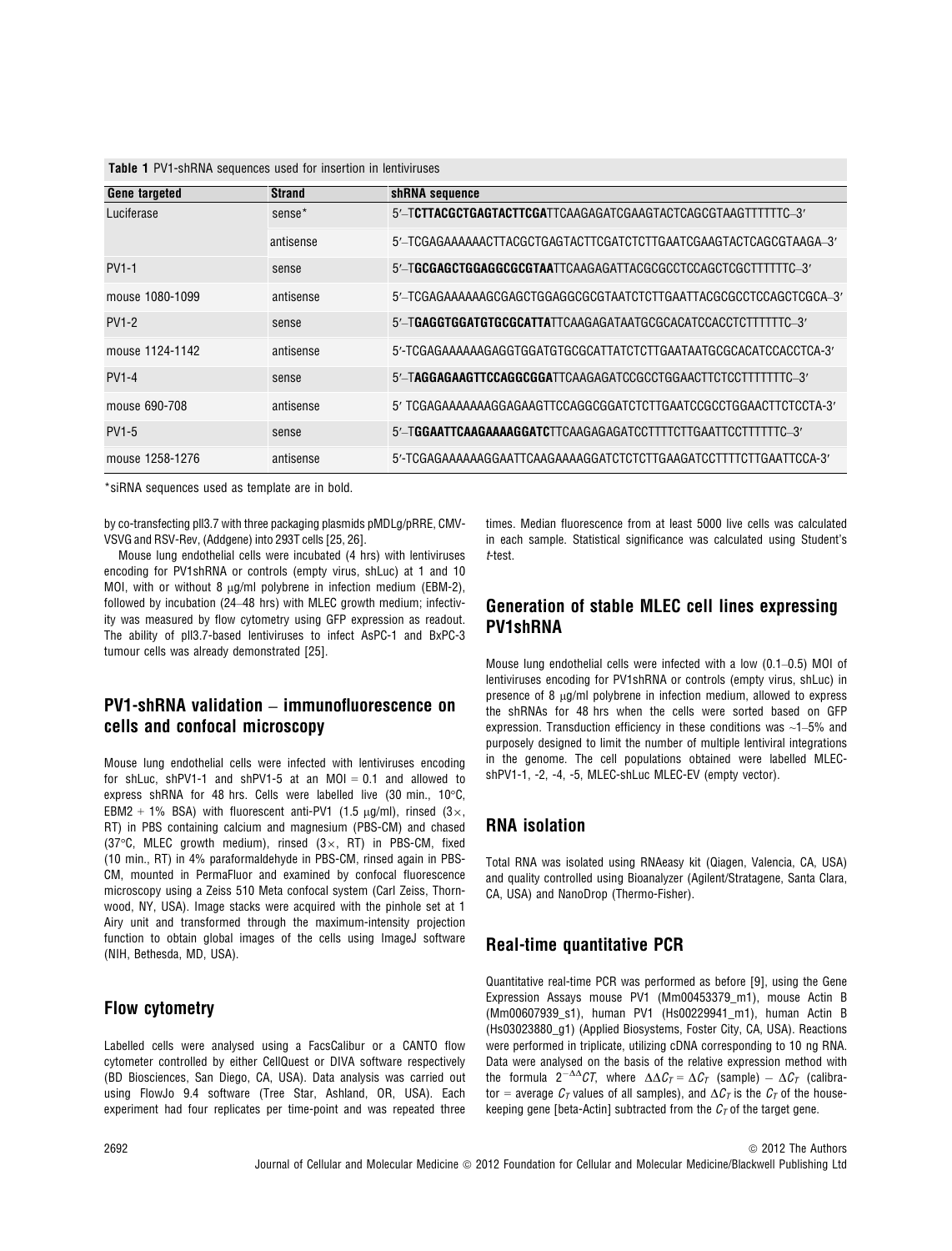**Table 1** PV1-shRNA sequences used for insertion in lentiviruses

| Gene targeted | Strand | shRNA sequence |
| --- | --- | --- |
| Luciferase | sense* | 5′–T**CTTACGCTGAGTACTTCGA**TTCAAGAGATCGAAGTACTCAGCGTAAGTTTTTTC–3′ |
| | antisense | 5′–TCGAGAAAAAACTTACGCTGAGTACTTCGATCTCTTGAATCGAAGTACTCAGCGTAAGA–3′ |
| PV1-1 | sense | 5′–T**GCGAGCTGGAGGCGCGTAA**TTCAAGAGATTACGCGCCTCCAGCTCGCTTTTTTC–3′ |
| mouse 1080-1099 | antisense | 5′–TCGAGAAAAAAGCGAGCTGGAGGCGCGTAATCTCTTGAATTACGCGCCTCCAGCTCGCA–3′ |
| PV1-2 | sense | 5′–T**GAGGTGGATGTGCGCATTA**TTCAAGAGATAATGCGCACATCCACCTCTTTTTC–3′ |
| mouse 1124-1142 | antisense | 5′-TCGAGAAAAAAAGAGGTGGATGTGCGCATTATCTCTTGAATAATGCGCACATCCACCTCA-3′ |
| PV1-4 | sense | 5′–T**AGGAGAAGTTCCAGGCGGA**TTCAAGAGATCCGCCTGGAACTTCTCCTTTTTTTC–3′ |
| mouse 690-708 | antisense | 5′ TCGAGAAAAAAAAGGAGAAGTTCCAGGCGGATCTCTTGAATCCGCCTGGAACTTCTCCTA-3′ |
| PV1-5 | sense | 5′–T**GGAATTCAAGAAAAGGATC**TTCAAGAGAGATCCTTTTCTTGAATTCCTTTTTC–3′ |
| mouse 1258-1276 | antisense | 5′-TCGAGAAAAAAGGAATTCAAGAAAAGGATCTCTCTTGAAGATCCTTTTCTTGAATTCCA-3′ |

*siRNA sequences used as template are in bold.

by co-transfecting pll3.7 with three packaging plasmids pMDLg/pRRE, CMV-VSVG and RSV-Rev, (Addgene) into 293T cells [25, 26].

Mouse lung endothelial cells were incubated (4 hrs) with lentiviruses encoding for PV1shRNA or controls (empty virus, shLuc) at 1 and 10 MOI, with or without 8 μg/ml polybrene in infection medium (EBM-2), followed by incubation (24–48 hrs) with MLEC growth medium; infectivity was measured by flow cytometry using GFP expression as readout. The ability of pll3.7-based lentiviruses to infect AsPC-1 and BxPC-3 tumour cells was already demonstrated [25].

## PV1-shRNA validation – immunofluorescence on cells and confocal microscopy

Mouse lung endothelial cells were infected with lentiviruses encoding for shLuc, shPV1-1 and shPV1-5 at an MOI = 0.1 and allowed to express shRNA for 48 hrs. Cells were labelled live (30 min., 10°C, EBM2 + 1% BSA) with fluorescent anti-PV1 (1.5 μg/ml), rinsed (3×, RT) in PBS containing calcium and magnesium (PBS-CM) and chased (37°C, MLEC growth medium), rinsed (3×, RT) in PBS-CM, fixed (10 min., RT) in 4% paraformaldehyde in PBS-CM, rinsed again in PBS-CM, mounted in PermaFluor and examined by confocal fluorescence microscopy using a Zeiss 510 Meta confocal system (Carl Zeiss, Thornwood, NY, USA). Image stacks were acquired with the pinhole set at 1 Airy unit and transformed through the maximum-intensity projection function to obtain global images of the cells using ImageJ software (NIH, Bethesda, MD, USA).

## Flow cytometry

Labelled cells were analysed using a FacsCalibur or a CANTO flow cytometer controlled by either CellQuest or DIVA software respectively (BD Biosciences, San Diego, CA, USA). Data analysis was carried out using FlowJo 9.4 software (Tree Star, Ashland, OR, USA). Each experiment had four replicates per time-point and was repeated three times. Median fluorescence from at least 5000 live cells was calculated in each sample. Statistical significance was calculated using Student's *t*-test.

## Generation of stable MLEC cell lines expressing PV1shRNA

Mouse lung endothelial cells were infected with a low (0.1–0.5) MOI of lentiviruses encoding for PV1shRNA or controls (empty virus, shLuc) in presence of 8 μg/ml polybrene in infection medium, allowed to express the shRNAs for 48 hrs when the cells were sorted based on GFP expression. Transduction efficiency in these conditions was ~1–5% and purposely designed to limit the number of multiple lentiviral integrations in the genome. The cell populations obtained were labelled MLEC-shPV1-1, -2, -4, -5, MLEC-shLuc MLEC-EV (empty vector).

## RNA isolation

Total RNA was isolated using RNAeasy kit (Qiagen, Valencia, CA, USA) and quality controlled using Bioanalyzer (Agilent/Stratagene, Santa Clara, CA, USA) and NanoDrop (Thermo-Fisher).

## Real-time quantitative PCR

Quantitative real-time PCR was performed as before [9], using the Gene Expression Assays mouse PV1 (Mm00453379_m1), mouse Actin B (Mm00607939_s1), human PV1 (Hs00229941_m1), human Actin B (Hs03023880_g1) (Applied Biosystems, Foster City, CA, USA). Reactions were performed in triplicate, utilizing cDNA corresponding to 10 ng RNA. Data were analysed on the basis of the relative expression method with the formula $2^{-\Delta\Delta CT}$, where $\Delta\Delta C_T = \Delta C_T$ (sample) – $\Delta C_T$ (calibrator = average $C_T$ values of all samples), and $\Delta C_T$ is the $C_T$ of the housekeeping gene [beta-Actin] subtracted from the $C_T$ of the target gene.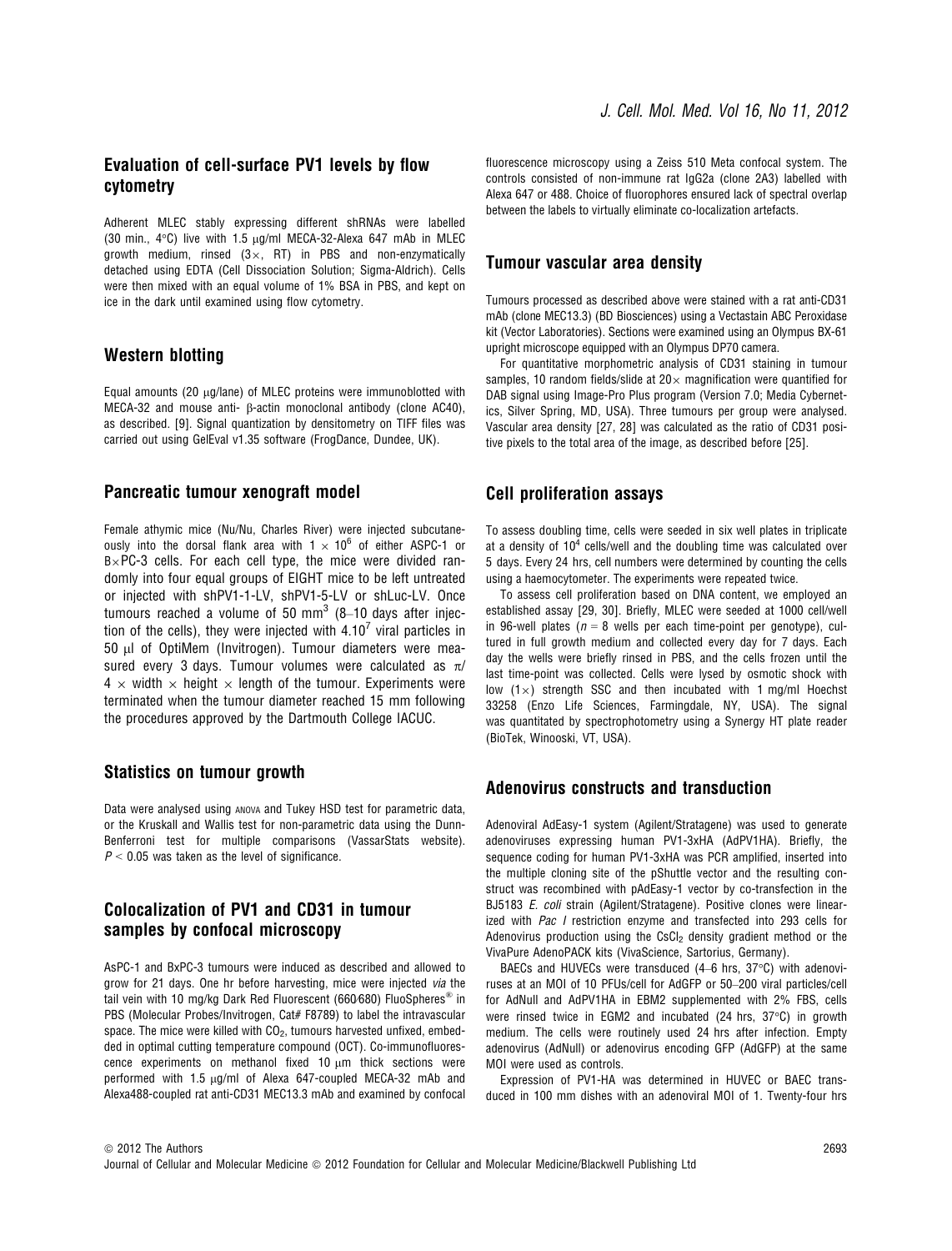## Evaluation of cell-surface PV1 levels by flow cytometry

Adherent MLEC stably expressing different shRNAs were labelled (30 min., 4°C) live with 1.5 μg/ml MECA-32-Alexa 647 mAb in MLEC growth medium, rinsed (3×, RT) in PBS and non-enzymatically detached using EDTA (Cell Dissociation Solution; Sigma-Aldrich). Cells were then mixed with an equal volume of 1% BSA in PBS, and kept on ice in the dark until examined using flow cytometry.

## Western blotting

Equal amounts (20 μg/lane) of MLEC proteins were immunoblotted with MECA-32 and mouse anti- β-actin monoclonal antibody (clone AC40), as described. [9]. Signal quantization by densitometry on TIFF files was carried out using GelEval v1.35 software (FrogDance, Dundee, UK).

## Pancreatic tumour xenograft model

Female athymic mice (Nu/Nu, Charles River) were injected subcutaneously into the dorsal flank area with $1 \times 10^6$ of either ASPC-1 or B×PC-3 cells. For each cell type, the mice were divided randomly into four equal groups of EIGHT mice to be left untreated or injected with shPV1-1-LV, shPV1-5-LV or shLuc-LV. Once tumours reached a volume of 50 $mm^3$ (8–10 days after injection of the cells), they were injected with $4.10^7$ viral particles in 50 μl of OptiMem (Invitrogen). Tumour diameters were measured every 3 days. Tumour volumes were calculated as $\pi/4 \times$ width $\times$ height $\times$ length of the tumour. Experiments were terminated when the tumour diameter reached 15 mm following the procedures approved by the Dartmouth College IACUC.

## Statistics on tumour growth

Data were analysed using ANOVA and Tukey HSD test for parametric data, or the Kruskall and Wallis test for non-parametric data using the Dunn-Benferroni test for multiple comparisons (VassarStats website). $P < 0.05$ was taken as the level of significance.

## Colocalization of PV1 and CD31 in tumour samples by confocal microscopy

AsPC-1 and BxPC-3 tumours were induced as described and allowed to grow for 21 days. One hr before harvesting, mice were injected *via* the tail vein with 10 mg/kg Dark Red Fluorescent (660/680) FluoSpheres® in PBS (Molecular Probes/Invitrogen, Cat# F8789) to label the intravascular space. The mice were killed with $CO_2$, tumours harvested unfixed, embedded in optimal cutting temperature compound (OCT). Co-immunofluorescence experiments on methanol fixed 10 μm thick sections were performed with 1.5 μg/ml of Alexa 647-coupled MECA-32 mAb and Alexa488-coupled rat anti-CD31 MEC13.3 mAb and examined by confocal fluorescence microscopy using a Zeiss 510 Meta confocal system. The controls consisted of non-immune rat IgG2a (clone 2A3) labelled with Alexa 647 or 488. Choice of fluorophores ensured lack of spectral overlap between the labels to virtually eliminate co-localization artefacts.

## Tumour vascular area density

Tumours processed as described above were stained with a rat anti-CD31 mAb (clone MEC13.3) (BD Biosciences) using a Vectastain ABC Peroxidase kit (Vector Laboratories). Sections were examined using an Olympus BX-61 upright microscope equipped with an Olympus DP70 camera.

For quantitative morphometric analysis of CD31 staining in tumour samples, 10 random fields/slide at 20× magnification were quantified for DAB signal using Image-Pro Plus program (Version 7.0; Media Cybernetics, Silver Spring, MD, USA). Three tumours per group were analysed. Vascular area density [27, 28] was calculated as the ratio of CD31 positive pixels to the total area of the image, as described before [25].

## Cell proliferation assays

To assess doubling time, cells were seeded in six well plates in triplicate at a density of $10^4$ cells/well and the doubling time was calculated over 5 days. Every 24 hrs, cell numbers were determined by counting the cells using a haemocytometer. The experiments were repeated twice.

To assess cell proliferation based on DNA content, we employed an established assay [29, 30]. Briefly, MLEC were seeded at 1000 cell/well in 96-well plates ($n = 8$ wells per each time-point per genotype), cultured in full growth medium and collected every day for 7 days. Each day the wells were briefly rinsed in PBS, and the cells frozen until the last time-point was collected. Cells were lysed by osmotic shock with low (1×) strength SSC and then incubated with 1 mg/ml Hoechst 33258 (Enzo Life Sciences, Farmingdale, NY, USA). The signal was quantitated by spectrophotometry using a Synergy HT plate reader (BioTek, Winooski, VT, USA).

## Adenovirus constructs and transduction

Adenoviral AdEasy-1 system (Agilent/Stratagene) was used to generate adenoviruses expressing human PV1-3xHA (AdPV1HA). Briefly, the sequence coding for human PV1-3xHA was PCR amplified, inserted into the multiple cloning site of the pShuttle vector and the resulting construct was recombined with pAdEasy-1 vector by co-transfection in the BJ5183 *E. coli* strain (Agilent/Stratagene). Positive clones were linearized with *Pac I* restriction enzyme and transfected into 293 cells for Adenovirus production using the $CsCl_2$ density gradient method or the VivaPure AdenoPACK kits (VivaScience, Sartorius, Germany).

BAECs and HUVECs were transduced (4–6 hrs, 37°C) with adenoviruses at an MOI of 10 PFUs/cell for AdGFP or 50–200 viral particles/cell for AdNull and AdPV1HA in EBM2 supplemented with 2% FBS, cells were rinsed twice in EGM2 and incubated (24 hrs, 37°C) in growth medium. The cells were routinely used 24 hrs after infection. Empty adenovirus (AdNull) or adenovirus encoding GFP (AdGFP) at the same MOI were used as controls.

Expression of PV1-HA was determined in HUVEC or BAEC transduced in 100 mm dishes with an adenoviral MOI of 1. Twenty-four hrs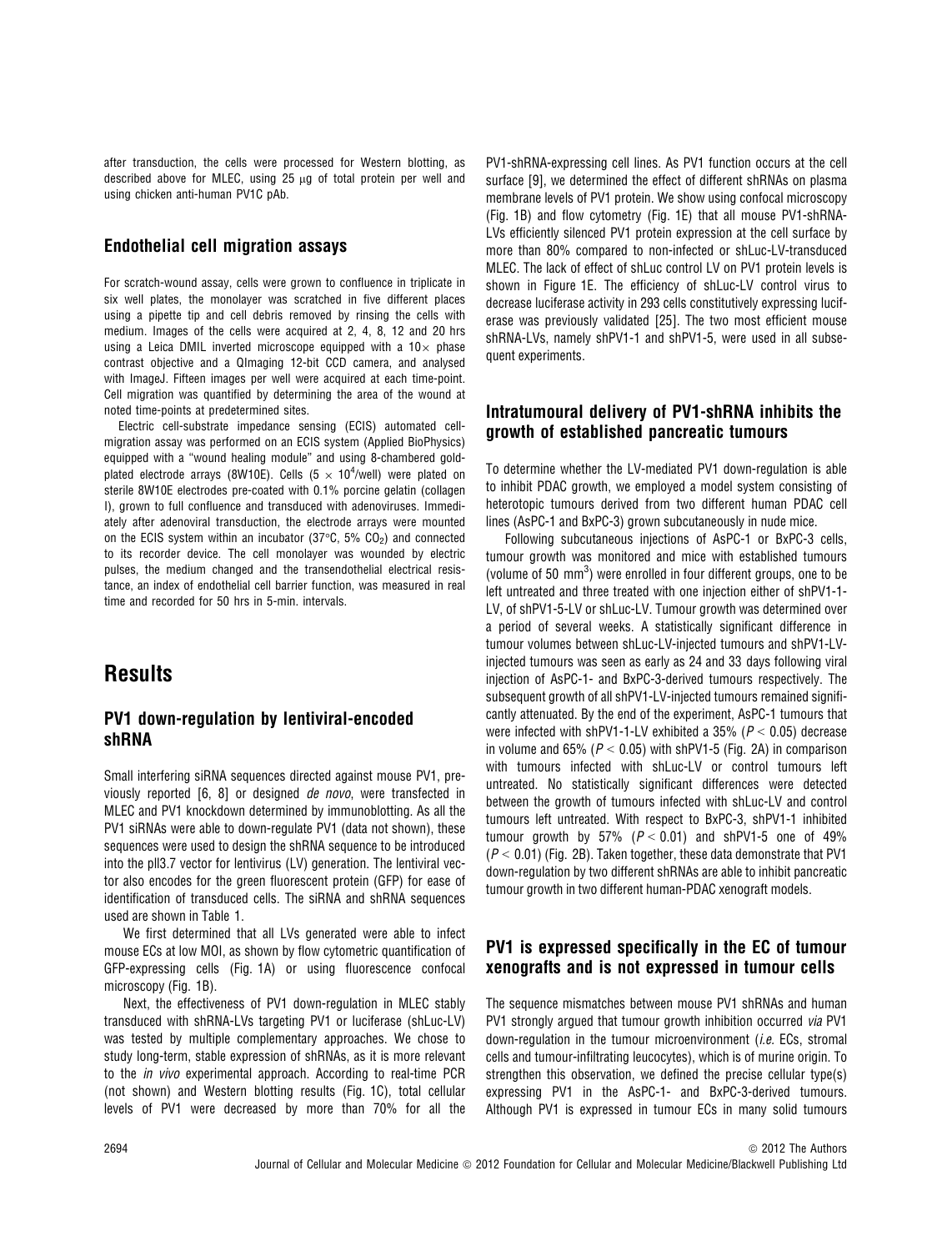after transduction, the cells were processed for Western blotting, as described above for MLEC, using 25 μg of total protein per well and using chicken anti-human PV1C pAb.

## Endothelial cell migration assays

For scratch-wound assay, cells were grown to confluence in triplicate in six well plates, the monolayer was scratched in five different places using a pipette tip and cell debris removed by rinsing the cells with medium. Images of the cells were acquired at 2, 4, 8, 12 and 20 hrs using a Leica DMIL inverted microscope equipped with a 10× phase contrast objective and a QImaging 12-bit CCD camera, and analysed with ImageJ. Fifteen images per well were acquired at each time-point. Cell migration was quantified by determining the area of the wound at noted time-points at predetermined sites.

Electric cell-substrate impedance sensing (ECIS) automated cell-migration assay was performed on an ECIS system (Applied BioPhysics) equipped with a "wound healing module" and using 8-chambered gold-plated electrode arrays (8W10E). Cells ($5 \times 10^4$/well) were plated on sterile 8W10E electrodes pre-coated with 0.1% porcine gelatin (collagen I), grown to full confluence and transduced with adenoviruses. Immediately after adenoviral transduction, the electrode arrays were mounted on the ECIS system within an incubator (37°C, 5% $CO_2$) and connected to its recorder device. The cell monolayer was wounded by electric pulses, the medium changed and the transendothelial electrical resistance, an index of endothelial cell barrier function, was measured in real time and recorded for 50 hrs in 5-min. intervals.

# Results

## PV1 down-regulation by lentiviral-encoded shRNA

Small interfering siRNA sequences directed against mouse PV1, previously reported [6, 8] or designed *de novo*, were transfected in MLEC and PV1 knockdown determined by immunoblotting. As all the PV1 siRNAs were able to down-regulate PV1 (data not shown), these sequences were used to design the shRNA sequence to be introduced into the pll3.7 vector for lentivirus (LV) generation. The lentiviral vector also encodes for the green fluorescent protein (GFP) for ease of identification of transduced cells. The siRNA and shRNA sequences used are shown in Table 1.

We first determined that all LVs generated were able to infect mouse ECs at low MOI, as shown by flow cytometric quantification of GFP-expressing cells (Fig. 1A) or using fluorescence confocal microscopy (Fig. 1B).

Next, the effectiveness of PV1 down-regulation in MLEC stably transduced with shRNA-LVs targeting PV1 or luciferase (shLuc-LV) was tested by multiple complementary approaches. We chose to study long-term, stable expression of shRNAs, as it is more relevant to the *in vivo* experimental approach. According to real-time PCR (not shown) and Western blotting results (Fig. 1C), total cellular levels of PV1 were decreased by more than 70% for all the PV1-shRNA-expressing cell lines. As PV1 function occurs at the cell surface [9], we determined the effect of different shRNAs on plasma membrane levels of PV1 protein. We show using confocal microscopy (Fig. 1B) and flow cytometry (Fig. 1E) that all mouse PV1-shRNA-LVs efficiently silenced PV1 protein expression at the cell surface by more than 80% compared to non-infected or shLuc-LV-transduced MLEC. The lack of effect of shLuc control LV on PV1 protein levels is shown in Figure 1E. The efficiency of shLuc-LV control virus to decrease luciferase activity in 293 cells constitutively expressing luciferase was previously validated [25]. The two most efficient mouse shRNA-LVs, namely shPV1-1 and shPV1-5, were used in all subsequent experiments.

## Intratumoural delivery of PV1-shRNA inhibits the growth of established pancreatic tumours

To determine whether the LV-mediated PV1 down-regulation is able to inhibit PDAC growth, we employed a model system consisting of heterotopic tumours derived from two different human PDAC cell lines (AsPC-1 and BxPC-3) grown subcutaneously in nude mice.

Following subcutaneous injections of AsPC-1 or BxPC-3 cells, tumour growth was monitored and mice with established tumours (volume of 50 $mm^3$) were enrolled in four different groups, one to be left untreated and three treated with one injection either of shPV1-1-LV, of shPV1-5-LV or shLuc-LV. Tumour growth was determined over a period of several weeks. A statistically significant difference in tumour volumes between shLuc-LV-injected tumours and shPV1-LV-injected tumours was seen as early as 24 and 33 days following viral injection of AsPC-1- and BxPC-3-derived tumours respectively. The subsequent growth of all shPV1-LV-injected tumours remained significantly attenuated. By the end of the experiment, AsPC-1 tumours that were infected with shPV1-1-LV exhibited a 35% ($P < 0.05$) decrease in volume and 65% ($P < 0.05$) with shPV1-5 (Fig. 2A) in comparison with tumours infected with shLuc-LV or control tumours left untreated. No statistically significant differences were detected between the growth of tumours infected with shLuc-LV and control tumours left untreated. With respect to BxPC-3, shPV1-1 inhibited tumour growth by 57% ($P < 0.01$) and shPV1-5 one of 49% ($P < 0.01$) (Fig. 2B). Taken together, these data demonstrate that PV1 down-regulation by two different shRNAs are able to inhibit pancreatic tumour growth in two different human-PDAC xenograft models.

## PV1 is expressed specifically in the EC of tumour xenografts and is not expressed in tumour cells

The sequence mismatches between mouse PV1 shRNAs and human PV1 strongly argued that tumour growth inhibition occurred *via* PV1 down-regulation in the tumour microenvironment (*i.e.* ECs, stromal cells and tumour-infiltrating leucocytes), which is of murine origin. To strengthen this observation, we defined the precise cellular type(s) expressing PV1 in the AsPC-1- and BxPC-3-derived tumours. Although PV1 is expressed in tumour ECs in many solid tumours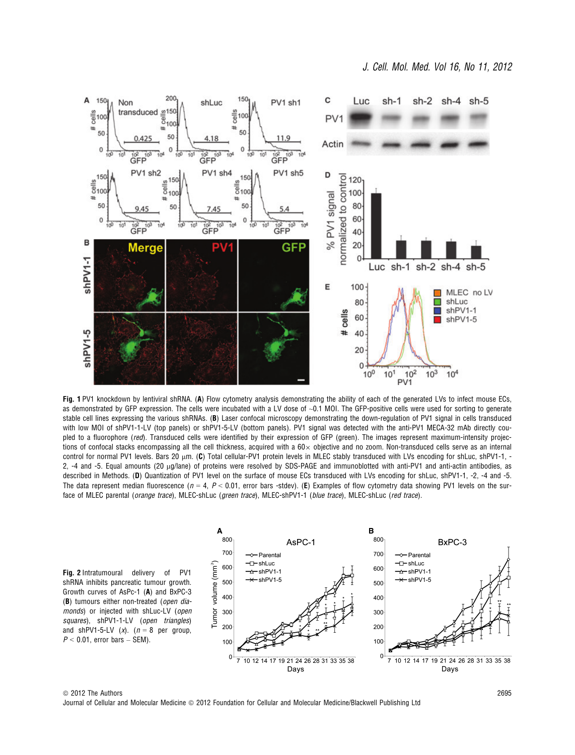**Fig. 1** PV1 knockdown by lentiviral shRNA. (**A**) Flow cytometry analysis demonstrating the ability of each of the generated LVs to infect mouse ECs, as demonstrated by GFP expression. The cells were incubated with a LV dose of ~0.1 MOI. The GFP-positive cells were used for sorting to generate stable cell lines expressing the various shRNAs. (**B**) Laser confocal microscopy demonstrating the down-regulation of PV1 signal in cells transduced with low MOI of shPV1-1-LV (top panels) or shPV1-5-LV (bottom panels). PV1 signal was detected with the anti-PV1 MECA-32 mAb directly coupled to a fluorophore (*red*). Transduced cells were identified by their expression of GFP (green). The images represent maximum-intensity projections of confocal stacks encompassing all the cell thickness, acquired with a 60× objective and no zoom. Non-transduced cells serve as an internal control for normal PV1 levels. Bars 20 μm. (**C**) Total cellular-PV1 protein levels in MLEC stably transduced with LVs encoding for shLuc, shPV1-1, -2, -4 and -5. Equal amounts (20 μg/lane) of proteins were resolved by SDS-PAGE and immunoblotted with anti-PV1 and anti-actin antibodies, as described in Methods. (**D**) Quantization of PV1 level on the surface of mouse ECs transduced with LVs encoding for shLuc, shPV1-1, -2, -4 and -5. The data represent median fluorescence ($n = 4$, $P < 0.01$, error bars -stdev). (**E**) Examples of flow cytometry data showing PV1 levels on the surface of MLEC parental (*orange trace*), MLEC-shLuc (*green trace*), MLEC-shPV1-1 (*blue trace*), MLEC-shLuc (*red trace*).

**Fig. 2** Intratumoural delivery of PV1 shRNA inhibits pancreatic tumour growth. Growth curves of AsPc-1 (**A**) and BxPC-3 (**B**) tumours either non-treated (*open diamonds*) or injected with shLuc-LV (*open squares*), shPV1-1-LV (*open triangles*) and shPV1-5-LV (*x*). ($n = 8$ per group, $P < 0.01$, error bars – SEM).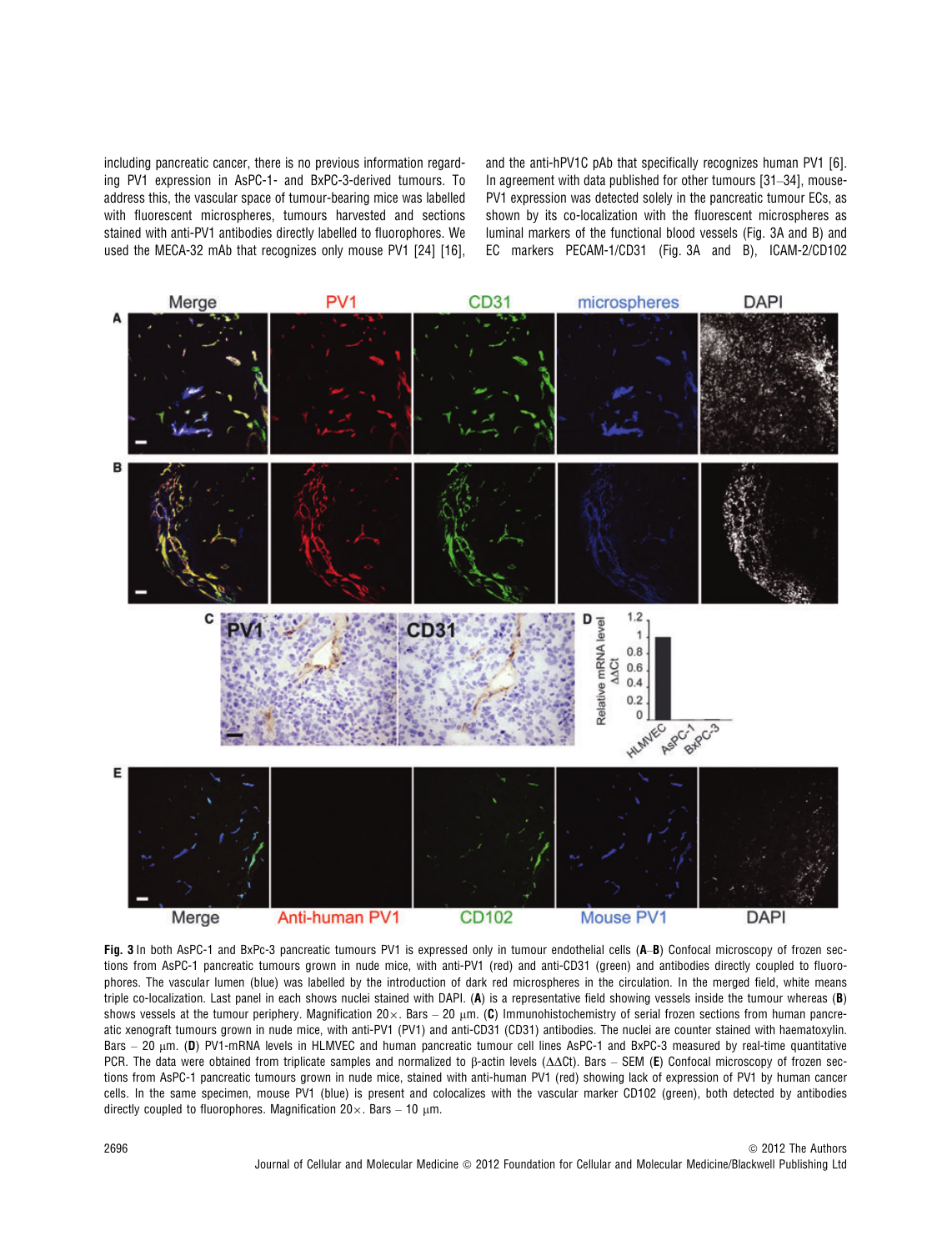including pancreatic cancer, there is no previous information regarding PV1 expression in AsPC-1- and BxPC-3-derived tumours. To address this, the vascular space of tumour-bearing mice was labelled with fluorescent microspheres, tumours harvested and sections stained with anti-PV1 antibodies directly labelled to fluorophores. We used the MECA-32 mAb that recognizes only mouse PV1 [24] [16], and the anti-hPV1C pAb that specifically recognizes human PV1 [6]. In agreement with data published for other tumours [31–34], mouse-PV1 expression was detected solely in the pancreatic tumour ECs, as shown by its co-localization with the fluorescent microspheres as luminal markers of the functional blood vessels (Fig. 3A and B) and EC markers PECAM-1/CD31 (Fig. 3A and B), ICAM-2/CD102

**Fig. 3** In both AsPC-1 and BxPc-3 pancreatic tumours PV1 is expressed only in tumour endothelial cells (**A**–**B**) Confocal microscopy of frozen sections from AsPC-1 pancreatic tumours grown in nude mice, with anti-PV1 (red) and anti-CD31 (green) and antibodies directly coupled to fluorophores. The vascular lumen (blue) was labelled by the introduction of dark red microspheres in the circulation. In the merged field, white means triple co-localization. Last panel in each shows nuclei stained with DAPI. (**A**) is a representative field showing vessels inside the tumour whereas (**B**) shows vessels at the tumour periphery. Magnification 20×. Bars – 20 μm. (**C**) Immunohistochemistry of serial frozen sections from human pancreatic xenograft tumours grown in nude mice, with anti-PV1 (PV1) and anti-CD31 (CD31) antibodies. The nuclei are counter stained with haematoxylin. Bars – 20 μm. (**D**) PV1-mRNA levels in HLMVEC and human pancreatic tumour cell lines AsPC-1 and BxPC-3 measured by real-time quantitative PCR. The data were obtained from triplicate samples and normalized to β-actin levels (ΔΔCt). Bars – SEM (**E**) Confocal microscopy of frozen sections from AsPC-1 pancreatic tumours grown in nude mice, stained with anti-human PV1 (red) showing lack of expression of PV1 by human cancer cells. In the same specimen, mouse PV1 (blue) is present and colocalizes with the vascular marker CD102 (green), both detected by antibodies directly coupled to fluorophores. Magnification 20×. Bars – 10 μm.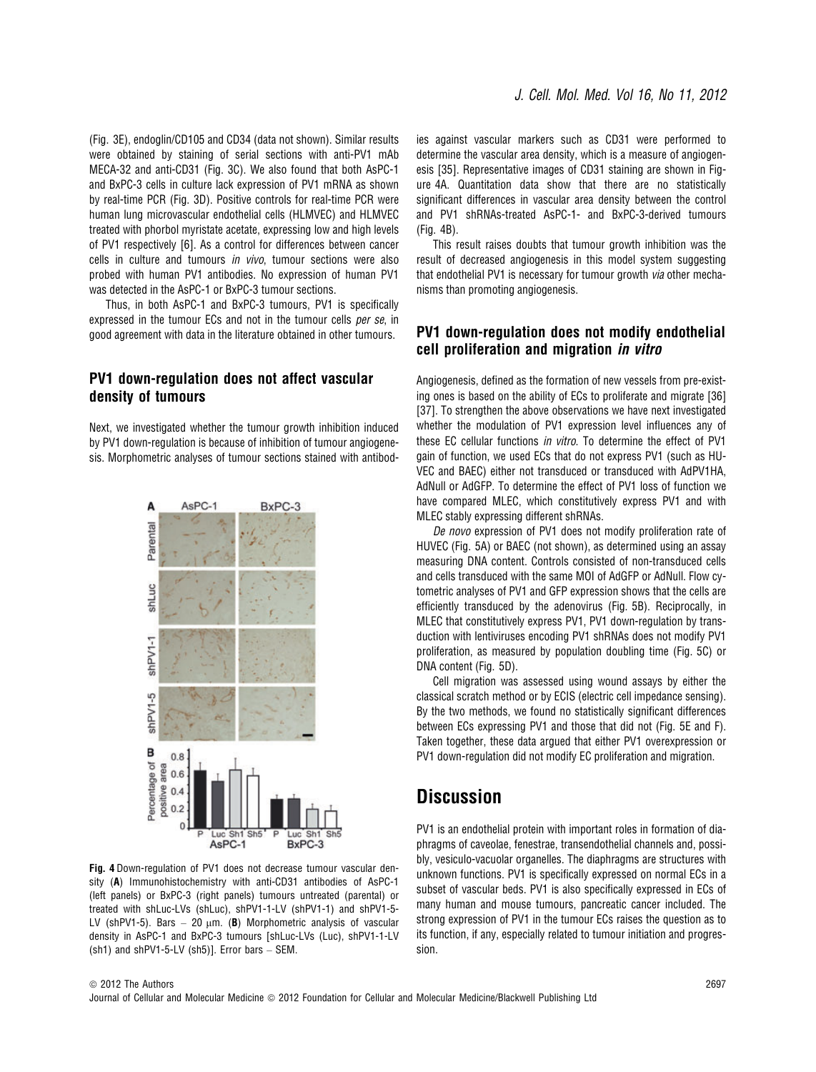(Fig. 3E), endoglin/CD105 and CD34 (data not shown). Similar results were obtained by staining of serial sections with anti-PV1 mAb MECA-32 and anti-CD31 (Fig. 3C). We also found that both AsPC-1 and BxPC-3 cells in culture lack expression of PV1 mRNA as shown by real-time PCR (Fig. 3D). Positive controls for real-time PCR were human lung microvascular endothelial cells (HLMVEC) and HLMVEC treated with phorbol myristate acetate, expressing low and high levels of PV1 respectively [6]. As a control for differences between cancer cells in culture and tumours *in vivo*, tumour sections were also probed with human PV1 antibodies. No expression of human PV1 was detected in the AsPC-1 or BxPC-3 tumour sections.

Thus, in both AsPC-1 and BxPC-3 tumours, PV1 is specifically expressed in the tumour ECs and not in the tumour cells *per se*, in good agreement with data in the literature obtained in other tumours.

### PV1 down-regulation does not affect vascular density of tumours

Next, we investigated whether the tumour growth inhibition induced by PV1 down-regulation is because of inhibition of tumour angiogenesis. Morphometric analyses of tumour sections stained with antibodies against vascular markers such as CD31 were performed to determine the vascular area density, which is a measure of angiogenesis [35]. Representative images of CD31 staining are shown in Figure 4A. Quantitation data show that there are no statistically significant differences in vascular area density between the control and PV1 shRNAs-treated AsPC-1- and BxPC-3-derived tumours (Fig. 4B).

This result raises doubts that tumour growth inhibition was the result of decreased angiogenesis in this model system suggesting that endothelial PV1 is necessary for tumour growth *via* other mechanisms than promoting angiogenesis.

**Fig. 4** Down-regulation of PV1 does not decrease tumour vascular density (**A**) Immunohistochemistry with anti-CD31 antibodies of AsPC-1 (left panels) or BxPC-3 (right panels) tumours untreated (parental) or treated with shLuc-LVs (shLuc), shPV1-1-LV (shPV1-1) and shPV1-5-LV (shPV1-5). Bars – 20 μm. (**B**) Morphometric analysis of vascular density in AsPC-1 and BxPC-3 tumours [shLuc-LVs (Luc), shPV1-1-LV (sh1) and shPV1-5-LV (sh5)]. Error bars – SEM.

### PV1 down-regulation does not modify endothelial cell proliferation and migration *in vitro*

Angiogenesis, defined as the formation of new vessels from pre-existing ones is based on the ability of ECs to proliferate and migrate [36] [37]. To strengthen the above observations we have next investigated whether the modulation of PV1 expression level influences any of these EC cellular functions *in vitro*. To determine the effect of PV1 gain of function, we used ECs that do not express PV1 (such as HUVEC and BAEC) either not transduced or transduced with AdPV1HA, AdNull or AdGFP. To determine the effect of PV1 loss of function we have compared MLEC, which constitutively express PV1 and with MLEC stably expressing different shRNAs.

*De novo* expression of PV1 does not modify proliferation rate of HUVEC (Fig. 5A) or BAEC (not shown), as determined using an assay measuring DNA content. Controls consisted of non-transduced cells and cells transduced with the same MOI of AdGFP or AdNull. Flow cytometric analyses of PV1 and GFP expression shows that the cells are efficiently transduced by the adenovirus (Fig. 5B). Reciprocally, in MLEC that constitutively express PV1, PV1 down-regulation by transduction with lentiviruses encoding PV1 shRNAs does not modify PV1 proliferation, as measured by population doubling time (Fig. 5C) or DNA content (Fig. 5D).

Cell migration was assessed using wound assays by either the classical scratch method or by ECIS (electric cell impedance sensing). By the two methods, we found no statistically significant differences between ECs expressing PV1 and those that did not (Fig. 5E and F). Taken together, these data argued that either PV1 overexpression or PV1 down-regulation did not modify EC proliferation and migration.

## Discussion

PV1 is an endothelial protein with important roles in formation of diaphragms of caveolae, fenestrae, transendothelial channels and, possibly, vesiculo-vacuolar organelles. The diaphragms are structures with unknown functions. PV1 is specifically expressed on normal ECs in a subset of vascular beds. PV1 is also specifically expressed in ECs of many human and mouse tumours, pancreatic cancer included. The strong expression of PV1 in the tumour ECs raises the question as to its function, if any, especially related to tumour initiation and progression.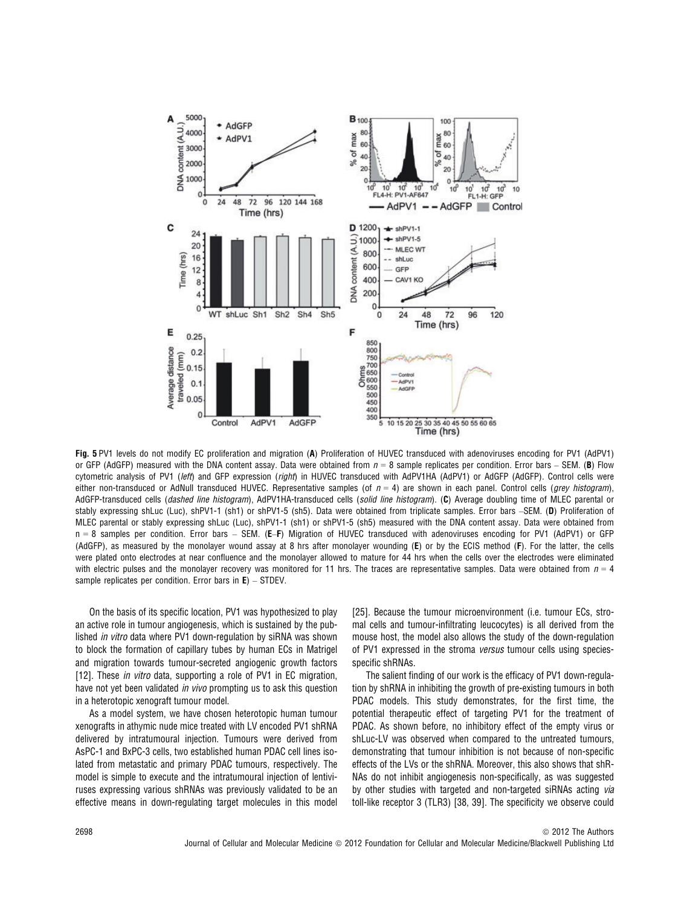**Fig. 5** PV1 levels do not modify EC proliferation and migration (**A**) Proliferation of HUVEC transduced with adenoviruses encoding for PV1 (AdPV1) or GFP (AdGFP) measured with the DNA content assay. Data were obtained from $n = 8$ sample replicates per condition. Error bars – SEM. (**B**) Flow cytometric analysis of PV1 (*left*) and GFP expression (*right*) in HUVEC transduced with AdPV1HA (AdPV1) or AdGFP (AdGFP). Control cells were either non-transduced or AdNull transduced HUVEC. Representative samples (of $n = 4$) are shown in each panel. Control cells (*grey histogram*), AdGFP-transduced cells (*dashed line histogram*), AdPV1HA-transduced cells (*solid line histogram*). (**C**) Average doubling time of MLEC parental or stably expressing shLuc (Luc), shPV1-1 (sh1) or shPV1-5 (sh5). Data were obtained from triplicate samples. Error bars –SEM. (**D**) Proliferation of MLEC parental or stably expressing shLuc (Luc), shPV1-1 (sh1) or shPV1-5 (sh5) measured with the DNA content assay. Data were obtained from n = 8 samples per condition. Error bars – SEM. (**E**–**F**) Migration of HUVEC transduced with adenoviruses encoding for PV1 (AdPV1) or GFP (AdGFP), as measured by the monolayer wound assay at 8 hrs after monolayer wounding (**E**) or by the ECIS method (**F**). For the latter, the cells were plated onto electrodes at near confluence and the monolayer allowed to mature for 44 hrs when the cells over the electrodes were eliminated with electric pulses and the monolayer recovery was monitored for 11 hrs. The traces are representative samples. Data were obtained from $n = 4$ sample replicates per condition. Error bars in **E**) – STDEV.

On the basis of its specific location, PV1 was hypothesized to play an active role in tumour angiogenesis, which is sustained by the published *in vitro* data where PV1 down-regulation by siRNA was shown to block the formation of capillary tubes by human ECs in Matrigel and migration towards tumour-secreted angiogenic growth factors [12]. These *in vitro* data, supporting a role of PV1 in EC migration, have not yet been validated *in vivo* prompting us to ask this question in a heterotopic xenograft tumour model.

As a model system, we have chosen heterotopic human tumour xenografts in athymic nude mice treated with LV encoded PV1 shRNA delivered by intratumoural injection. Tumours were derived from AsPC-1 and BxPC-3 cells, two established human PDAC cell lines isolated from metastatic and primary PDAC tumours, respectively. The model is simple to execute and the intratumoural injection of lentiviruses expressing various shRNAs was previously validated to be an effective means in down-regulating target molecules in this model [25]. Because the tumour microenvironment (i.e. tumour ECs, stromal cells and tumour-infiltrating leucocytes) is all derived from the mouse host, the model also allows the study of the down-regulation of PV1 expressed in the stroma *versus* tumour cells using species-specific shRNAs.

The salient finding of our work is the efficacy of PV1 down-regulation by shRNA in inhibiting the growth of pre-existing tumours in both PDAC models. This study demonstrates, for the first time, the potential therapeutic effect of targeting PV1 for the treatment of PDAC. As shown before, no inhibitory effect of the empty virus or shLuc-LV was observed when compared to the untreated tumours, demonstrating that tumour inhibition is not because of non-specific effects of the LVs or the shRNA. Moreover, this also shows that shRNAs do not inhibit angiogenesis non-specifically, as was suggested by other studies with targeted and non-targeted siRNAs acting *via* toll-like receptor 3 (TLR3) [38, 39]. The specificity we observe could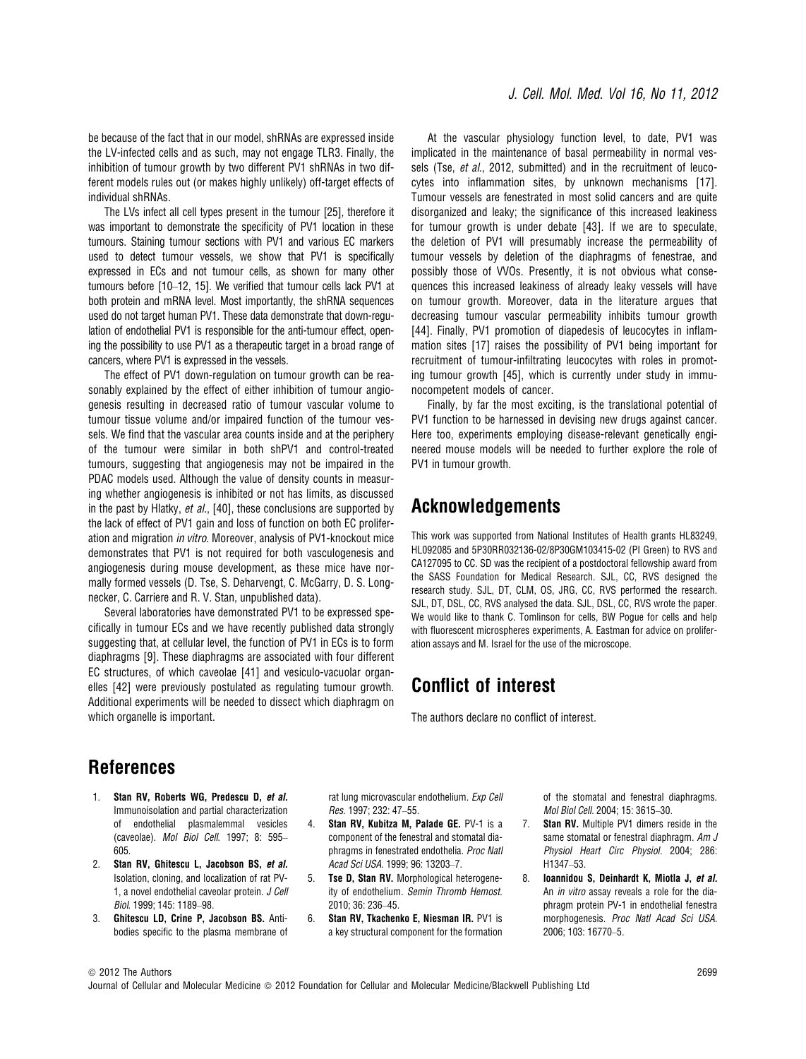be because of the fact that in our model, shRNAs are expressed inside the LV-infected cells and as such, may not engage TLR3. Finally, the inhibition of tumour growth by two different PV1 shRNAs in two different models rules out (or makes highly unlikely) off-target effects of individual shRNAs.

The LVs infect all cell types present in the tumour [25], therefore it was important to demonstrate the specificity of PV1 location in these tumours. Staining tumour sections with PV1 and various EC markers used to detect tumour vessels, we show that PV1 is specifically expressed in ECs and not tumour cells, as shown for many other tumours before [10–12, 15]. We verified that tumour cells lack PV1 at both protein and mRNA level. Most importantly, the shRNA sequences used do not target human PV1. These data demonstrate that down-regulation of endothelial PV1 is responsible for the anti-tumour effect, opening the possibility to use PV1 as a therapeutic target in a broad range of cancers, where PV1 is expressed in the vessels.

The effect of PV1 down-regulation on tumour growth can be reasonably explained by the effect of either inhibition of tumour angiogenesis resulting in decreased ratio of tumour vascular volume to tumour tissue volume and/or impaired function of the tumour vessels. We find that the vascular area counts inside and at the periphery of the tumour were similar in both shPV1 and control-treated tumours, suggesting that angiogenesis may not be impaired in the PDAC models used. Although the value of density counts in measuring whether angiogenesis is inhibited or not has limits, as discussed in the past by Hlatky, *et al.*, [40], these conclusions are supported by the lack of effect of PV1 gain and loss of function on both EC proliferation and migration *in vitro*. Moreover, analysis of PV1-knockout mice demonstrates that PV1 is not required for both vasculogenesis and angiogenesis during mouse development, as these mice have normally formed vessels (D. Tse, S. Deharvengt, C. McGarry, D. S. Longnecker, C. Carriere and R. V. Stan, unpublished data).

Several laboratories have demonstrated PV1 to be expressed specifically in tumour ECs and we have recently published data strongly suggesting that, at cellular level, the function of PV1 in ECs is to form diaphragms [9]. These diaphragms are associated with four different EC structures, of which caveolae [41] and vesiculo-vacuolar organelles [42] were previously postulated as regulating tumour growth. Additional experiments will be needed to dissect which diaphragm on which organelle is important.

At the vascular physiology function level, to date, PV1 was implicated in the maintenance of basal permeability in normal vessels (Tse, *et al.*, 2012, submitted) and in the recruitment of leucocytes into inflammation sites, by unknown mechanisms [17]. Tumour vessels are fenestrated in most solid cancers and are quite disorganized and leaky; the significance of this increased leakiness for tumour growth is under debate [43]. If we are to speculate, the deletion of PV1 will presumably increase the permeability of tumour vessels by deletion of the diaphragms of fenestrae, and possibly those of VVOs. Presently, it is not obvious what consequences this increased leakiness of already leaky vessels will have on tumour growth. Moreover, data in the literature argues that decreasing tumour vascular permeability inhibits tumour growth [44]. Finally, PV1 promotion of diapedesis of leucocytes in inflammation sites [17] raises the possibility of PV1 being important for recruitment of tumour-infiltrating leucocytes with roles in promoting tumour growth [45], which is currently under study in immunocompetent models of cancer.

Finally, by far the most exciting, is the translational potential of PV1 function to be harnessed in devising new drugs against cancer. Here too, experiments employing disease-relevant genetically engineered mouse models will be needed to further explore the role of PV1 in tumour growth.

## Acknowledgements

This work was supported from National Institutes of Health grants HL83249, HL092085 and 5P30RR032136-02/8P30GM103415-02 (PI Green) to RVS and CA127095 to CC. SD was the recipient of a postdoctoral fellowship award from the SASS Foundation for Medical Research. SJL, CC, RVS designed the research study. SJL, DT, CLM, OS, JRG, CC, RVS performed the research. SJL, DT, DSL, CC, RVS analysed the data. SJL, DSL, CC, RVS wrote the paper. We would like to thank C. Tomlinson for cells, BW Pogue for cells and help with fluorescent microspheres experiments, A. Eastman for advice on proliferation assays and M. Israel for the use of the microscope.

## Conflict of interest

The authors declare no conflict of interest.

## References

1. **Stan RV, Roberts WG, Predescu D, *et al.*** Immunoisolation and partial characterization of endothelial plasmalemmal vesicles (caveolae). *Mol Biol Cell.* 1997; 8: 595–605.
2. **Stan RV, Ghitescu L, Jacobson BS, *et al.*** Isolation, cloning, and localization of rat PV-1, a novel endothelial caveolar protein. *J Cell Biol.* 1999; 145: 1189–98.
3. **Ghitescu LD, Crine P, Jacobson BS.** Antibodies specific to the plasma membrane of rat lung microvascular endothelium. *Exp Cell Res.* 1997; 232: 47–55.
4. **Stan RV, Kubitza M, Palade GE.** PV-1 is a component of the fenestral and stomatal diaphragms in fenestrated endothelia. *Proc Natl Acad Sci USA.* 1999; 96: 13203–7.
5. **Tse D, Stan RV.** Morphological heterogeneity of endothelium. *Semin Thromb Hemost.* 2010; 36: 236–45.
6. **Stan RV, Tkachenko E, Niesman IR.** PV1 is a key structural component for the formation of the stomatal and fenestral diaphragms. *Mol Biol Cell.* 2004; 15: 3615–30.
7. **Stan RV.** Multiple PV1 dimers reside in the same stomatal or fenestral diaphragm. *Am J Physiol Heart Circ Physiol.* 2004; 286: H1347–53.
8. **Ioannidou S, Deinhardt K, Miotla J, *et al.*** An *in vitro* assay reveals a role for the diaphragm protein PV-1 in endothelial fenestra morphogenesis. *Proc Natl Acad Sci USA.* 2006; 103: 16770–5.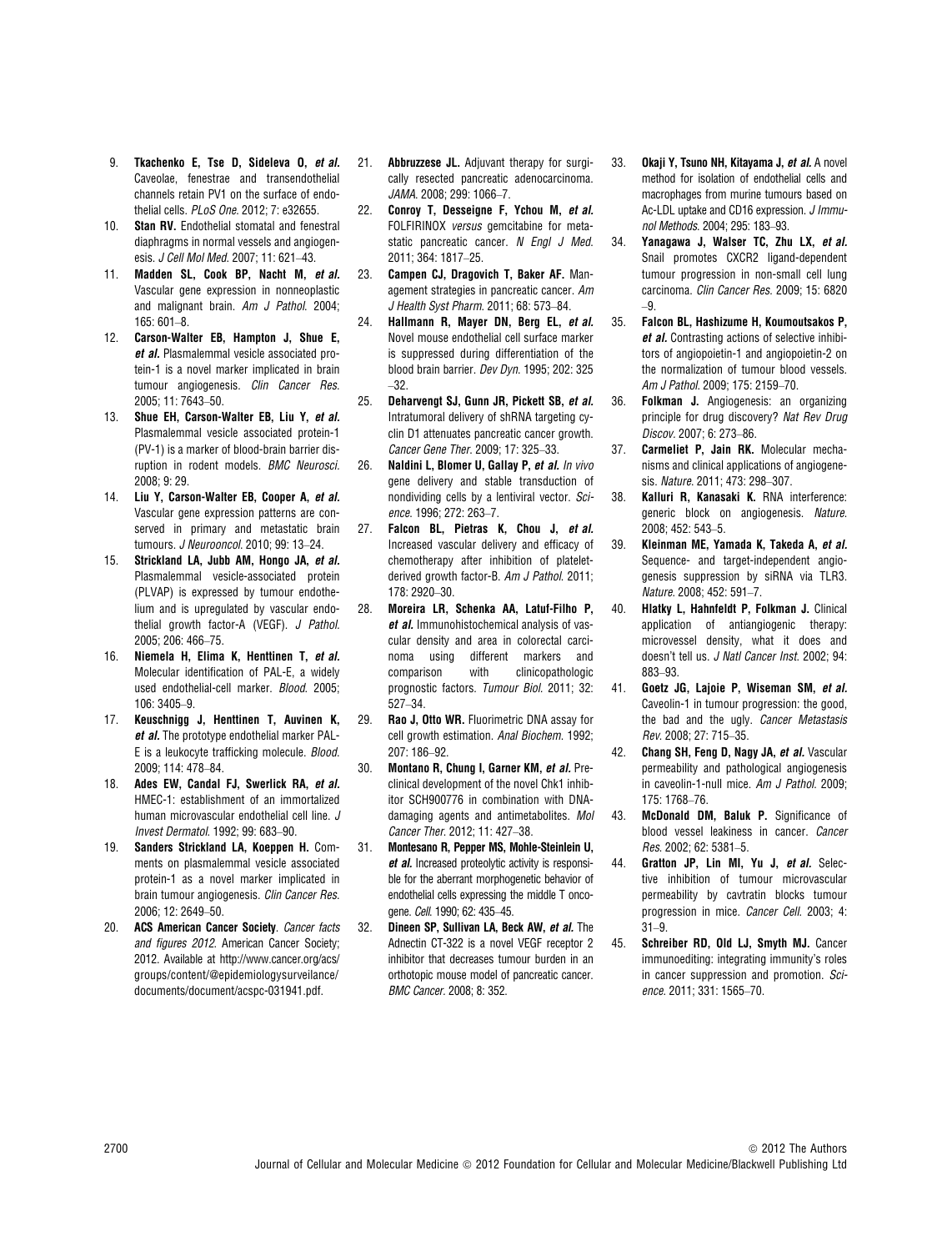9. **Tkachenko E, Tse D, Sideleva O, *et al.*** Caveolae, fenestrae and transendothelial channels retain PV1 on the surface of endothelial cells. *PLoS One.* 2012; 7: e32655.
10. **Stan RV.** Endothelial stomatal and fenestral diaphragms in normal vessels and angiogenesis. *J Cell Mol Med.* 2007; 11: 621–43.
11. **Madden SL, Cook BP, Nacht M, *et al.*** Vascular gene expression in nonneoplastic and malignant brain. *Am J Pathol.* 2004; 165: 601–8.
12. **Carson-Walter EB, Hampton J, Shue E, *et al.*** Plasmalemmal vesicle associated protein-1 is a novel marker implicated in brain tumour angiogenesis. *Clin Cancer Res.* 2005; 11: 7643–50.
13. **Shue EH, Carson-Walter EB, Liu Y, *et al.*** Plasmalemmal vesicle associated protein-1 (PV-1) is a marker of blood-brain barrier disruption in rodent models. *BMC Neurosci.* 2008; 9: 29.
14. **Liu Y, Carson-Walter EB, Cooper A, *et al.*** Vascular gene expression patterns are conserved in primary and metastatic brain tumours. *J Neurooncol.* 2010; 99: 13–24.
15. **Strickland LA, Jubb AM, Hongo JA, *et al.*** Plasmalemmal vesicle-associated protein (PLVAP) is expressed by tumour endothelium and is upregulated by vascular endothelial growth factor-A (VEGF). *J Pathol.* 2005; 206: 466–75.
16. **Niemela H, Elima K, Henttinen T, *et al.*** Molecular identification of PAL-E, a widely used endothelial-cell marker. *Blood.* 2005; 106: 3405–9.
17. **Keuschnigg J, Henttinen T, Auvinen K, *et al.*** The prototype endothelial marker PAL-E is a leukocyte trafficking molecule. *Blood.* 2009; 114: 478–84.
18. **Ades EW, Candal FJ, Swerlick RA, *et al.*** HMEC-1: establishment of an immortalized human microvascular endothelial cell line. *J Invest Dermatol.* 1992; 99: 683–90.
19. **Sanders Strickland LA, Koeppen H.** Comments on plasmalemmal vesicle associated protein-1 as a novel marker implicated in brain tumour angiogenesis. *Clin Cancer Res.* 2006; 12: 2649–50.
20. **ACS American Cancer Society**. *Cancer facts and figures 2012*. American Cancer Society; 2012. Available at http://www.cancer.org/acs/groups/content/@epidemiologysurveilance/documents/document/acspc-031941.pdf.
21. **Abbruzzese JL.** Adjuvant therapy for surgically resected pancreatic adenocarcinoma. *JAMA.* 2008; 299: 1066–7.
22. **Conroy T, Desseigne F, Ychou M, *et al.*** FOLFIRINOX *versus* gemcitabine for metastatic pancreatic cancer. *N Engl J Med.* 2011; 364: 1817–25.
23. **Campen CJ, Dragovich T, Baker AF.** Management strategies in pancreatic cancer. *Am J Health Syst Pharm.* 2011; 68: 573–84.
24. **Hallmann R, Mayer DN, Berg EL, *et al.*** Novel mouse endothelial cell surface marker is suppressed during differentiation of the blood brain barrier. *Dev Dyn.* 1995; 202: 325–32.
25. **Deharvengt SJ, Gunn JR, Pickett SB, *et al.*** Intratumoral delivery of shRNA targeting cyclin D1 attenuates pancreatic cancer growth. *Cancer Gene Ther.* 2009; 17: 325–33.
26. **Naldini L, Blomer U, Gallay P, *et al.*** *In vivo* gene delivery and stable transduction of nondividing cells by a lentiviral vector. *Science.* 1996; 272: 263–7.
27. **Falcon BL, Pietras K, Chou J, *et al.*** Increased vascular delivery and efficacy of chemotherapy after inhibition of platelet-derived growth factor-B. *Am J Pathol.* 2011; 178: 2920–30.
28. **Moreira LR, Schenka AA, Latuf-Filho P, *et al.*** Immunohistochemical analysis of vascular density and area in colorectal carcinoma using different markers and comparison with clinicopathologic prognostic factors. *Tumour Biol.* 2011; 32: 527–34.
29. **Rao J, Otto WR.** Fluorimetric DNA assay for cell growth estimation. *Anal Biochem.* 1992; 207: 186–92.
30. **Montano R, Chung I, Garner KM, *et al.*** Preclinical development of the novel Chk1 inhibitor SCH900776 in combination with DNA-damaging agents and antimetabolites. *Mol Cancer Ther.* 2012; 11: 427–38.
31. **Montesano R, Pepper MS, Mohle-Steinlein U, *et al.*** Increased proteolytic activity is responsible for the aberrant morphogenetic behavior of endothelial cells expressing the middle T oncogene. *Cell.* 1990; 62: 435–45.
32. **Dineen SP, Sullivan LA, Beck AW, *et al.*** The Adnectin CT-322 is a novel VEGF receptor 2 inhibitor that decreases tumour burden in an orthotopic mouse model of pancreatic cancer. *BMC Cancer.* 2008; 8: 352.
33. **Okaji Y, Tsuno NH, Kitayama J, *et al.*** A novel method for isolation of endothelial cells and macrophages from murine tumours based on Ac-LDL uptake and CD16 expression. *J Immunol Methods.* 2004; 295: 183–93.
34. **Yanagawa J, Walser TC, Zhu LX, *et al.*** Snail promotes CXCR2 ligand-dependent tumour progression in non-small cell lung carcinoma. *Clin Cancer Res.* 2009; 15: 6820–9.
35. **Falcon BL, Hashizume H, Koumoutsakos P, *et al.*** Contrasting actions of selective inhibitors of angiopoietin-1 and angiopoietin-2 on the normalization of tumour blood vessels. *Am J Pathol.* 2009; 175: 2159–70.
36. **Folkman J.** Angiogenesis: an organizing principle for drug discovery? *Nat Rev Drug Discov.* 2007; 6: 273–86.
37. **Carmeliet P, Jain RK.** Molecular mechanisms and clinical applications of angiogenesis. *Nature.* 2011; 473: 298–307.
38. **Kalluri R, Kanasaki K.** RNA interference: generic block on angiogenesis. *Nature.* 2008; 452: 543–5.
39. **Kleinman ME, Yamada K, Takeda A, *et al.*** Sequence- and target-independent angiogenesis suppression by siRNA via TLR3. *Nature.* 2008; 452: 591–7.
40. **Hlatky L, Hahnfeldt P, Folkman J.** Clinical application of antiangiogenic therapy: microvessel density, what it does and doesn't tell us. *J Natl Cancer Inst.* 2002; 94: 883–93.
41. **Goetz JG, Lajoie P, Wiseman SM, *et al.*** Caveolin-1 in tumour progression: the good, the bad and the ugly. *Cancer Metastasis Rev.* 2008; 27: 715–35.
42. **Chang SH, Feng D, Nagy JA, *et al.*** Vascular permeability and pathological angiogenesis in caveolin-1-null mice. *Am J Pathol.* 2009; 175: 1768–76.
43. **McDonald DM, Baluk P.** Significance of blood vessel leakiness in cancer. *Cancer Res.* 2002; 62: 5381–5.
44. **Gratton JP, Lin MI, Yu J, *et al.*** Selective inhibition of tumour microvascular permeability by cavtratin blocks tumour progression in mice. *Cancer Cell.* 2003; 4: 31–9.
45. **Schreiber RD, Old LJ, Smyth MJ.** Cancer immunoediting: integrating immunity's roles in cancer suppression and promotion. *Science.* 2011; 331: 1565–70.